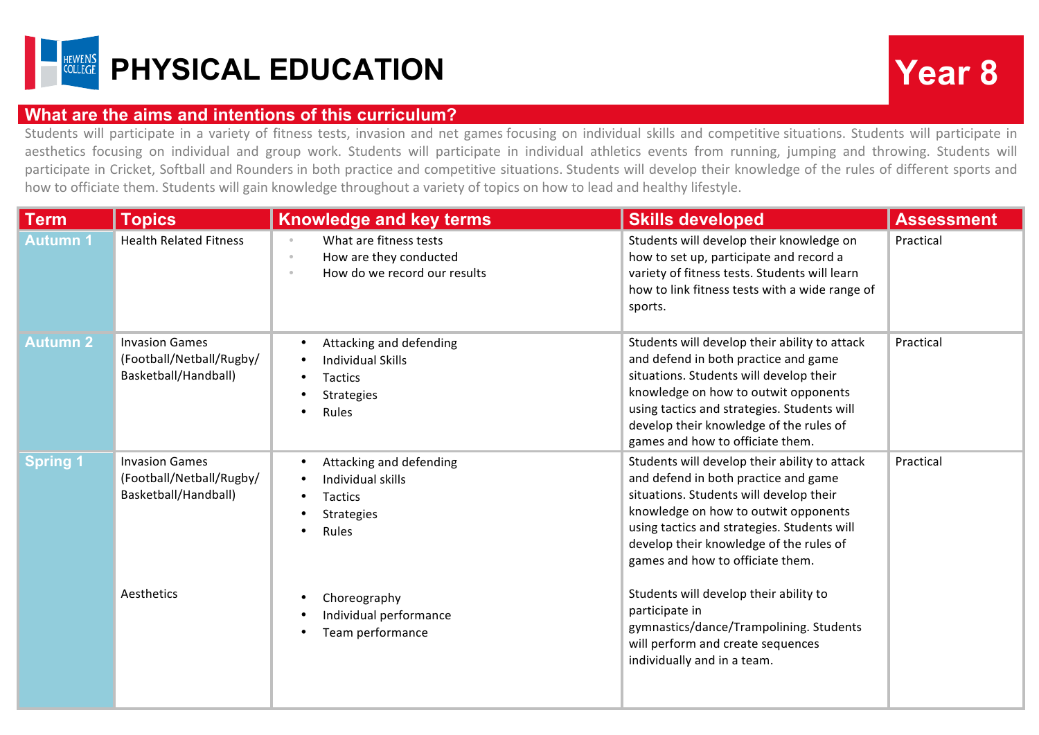# PHYSICAL EDUCATION

**Year 8**

## What are the aims and intentions of this curriculum?

Students will participate in a variety of fitness tests, invasion and net games focusing on individual skills and competitive situations. Students will participate in aesthetics focusing on individual and group work. Students will participate in individual athletics events from running, jumping and throwing. Students will participate in Cricket, Softball and Rounders in both practice and competitive situations. Students will develop their knowledge of the rules of different sports and how to officiate them. Students will gain knowledge throughout a variety of topics on how to lead and healthy lifestyle.

| Term | Topics | Knowledge and key terms | Skills developed | Assessment |
|---|---|---|---|---|
| Autumn 1 | Health Related Fitness | • What are fitness tests<br>• How are they conducted<br>• How do we record our results | Students will develop their knowledge on how to set up, participate and record a variety of fitness tests. Students will learn how to link fitness tests with a wide range of sports. | Practical |
| Autumn 2 | Invasion Games (Football/Netball/Rugby/ Basketball/Handball) | • Attacking and defending<br>• Individual Skills<br>• Tactics<br>• Strategies<br>• Rules | Students will develop their ability to attack and defend in both practice and game situations. Students will develop their knowledge on how to outwit opponents using tactics and strategies. Students will develop their knowledge of the rules of games and how to officiate them. | Practical |
| Spring 1 | Invasion Games (Football/Netball/Rugby/ Basketball/Handball) | • Attacking and defending<br>• Individual skills<br>• Tactics<br>• Strategies<br>• Rules | Students will develop their ability to attack and defend in both practice and game situations. Students will develop their knowledge on how to outwit opponents using tactics and strategies. Students will develop their knowledge of the rules of games and how to officiate them. | Practical |
| | Aesthetics | • Choreography<br>• Individual performance<br>• Team performance | Students will develop their ability to participate in gymnastics/dance/Trampolining. Students will perform and create sequences individually and in a team. | |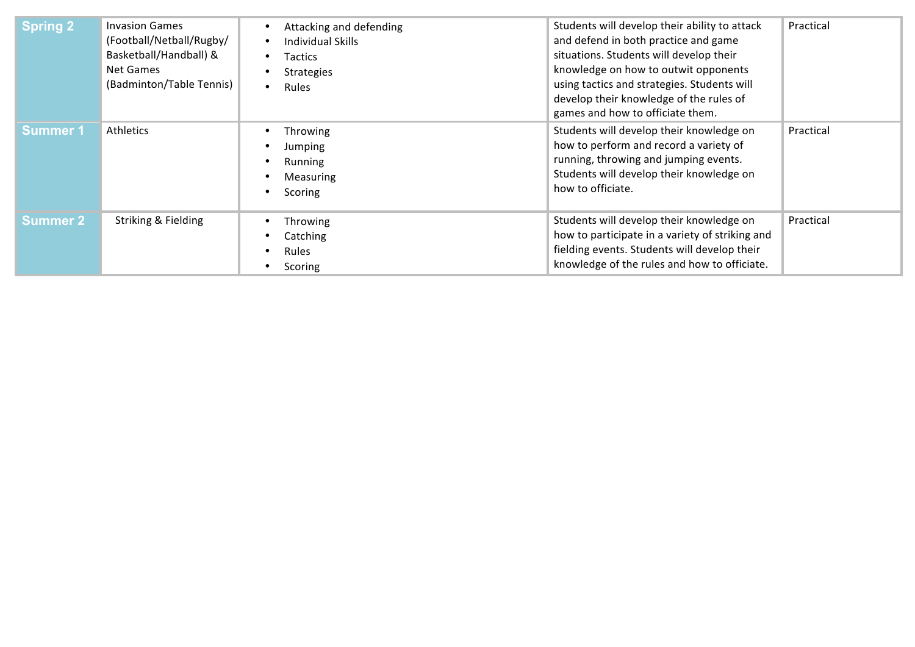| | | | | |
|---|---|---|---|---|
| **Spring 2** | Invasion Games (Football/Netball/Rugby/ Basketball/Handball) & Net Games (Badminton/Table Tennis) | • Attacking and defending<br>• Individual Skills<br>• Tactics<br>• Strategies<br>• Rules | Students will develop their ability to attack and defend in both practice and game situations. Students will develop their knowledge on how to outwit opponents using tactics and strategies. Students will develop their knowledge of the rules of games and how to officiate them. | Practical |
| **Summer 1** | Athletics | • Throwing<br>• Jumping<br>• Running<br>• Measuring<br>• Scoring | Students will develop their knowledge on how to perform and record a variety of running, throwing and jumping events. Students will develop their knowledge on how to officiate. | Practical |
| **Summer 2** | Striking & Fielding | • Throwing<br>• Catching<br>• Rules<br>• Scoring | Students will develop their knowledge on how to participate in a variety of striking and fielding events. Students will develop their knowledge of the rules and how to officiate. | Practical |